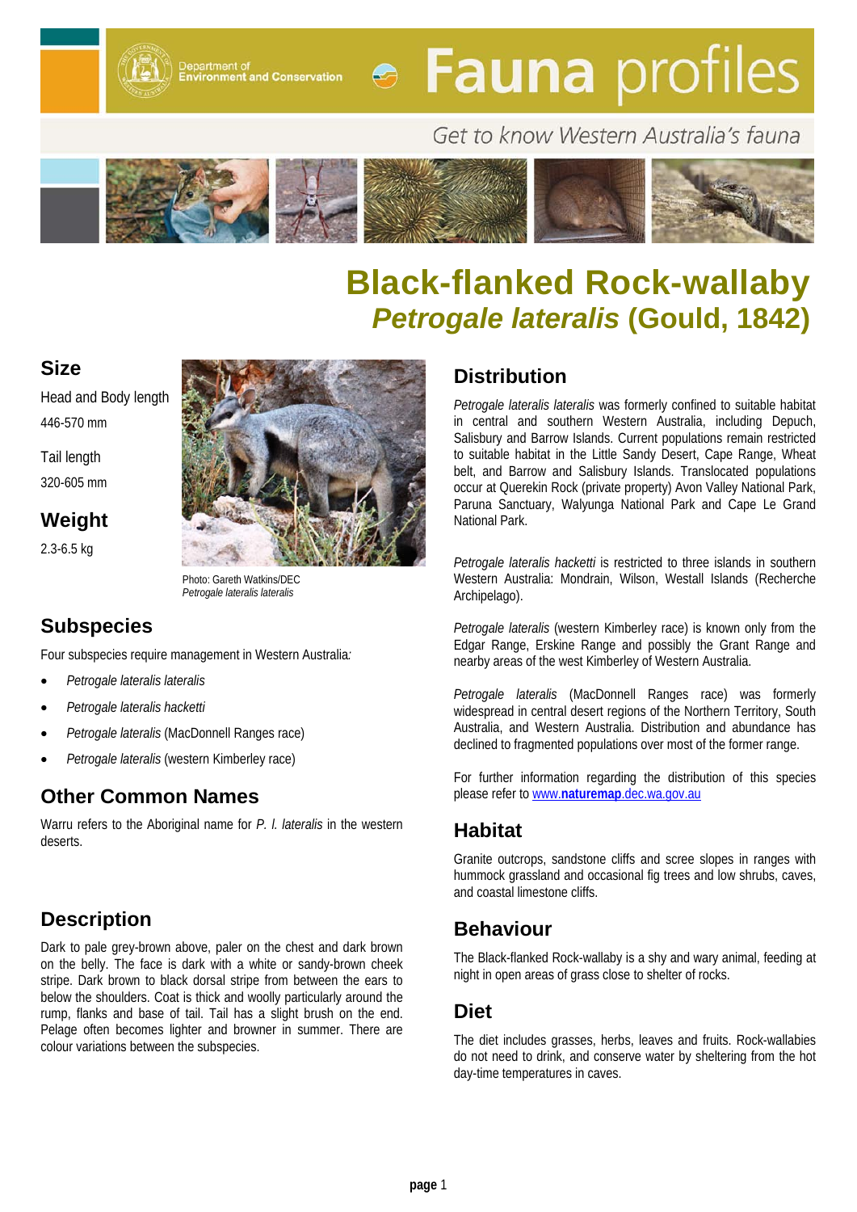Department of Environment and Conservation

# Fauna profiles

Get to know Western Australia's fauna

# Black-flanked Rock-wallaby
## *Petrogale lateralis* (Gould, 1842)

## Size

Head and Body length

446-570 mm

Tail length

320-605 mm

## Weight

2.3-6.5 kg

Photo: Gareth Watkins/DEC
*Petrogale lateralis lateralis*

## Subspecies

Four subspecies require management in Western Australia*:*

- *Petrogale lateralis lateralis*
- *Petrogale lateralis hacketti*
- *Petrogale lateralis* (MacDonnell Ranges race)
- *Petrogale lateralis* (western Kimberley race)

## Other Common Names

Warru refers to the Aboriginal name for *P. l. lateralis* in the western deserts.

## Description

Dark to pale grey-brown above, paler on the chest and dark brown on the belly. The face is dark with a white or sandy-brown cheek stripe. Dark brown to black dorsal stripe from between the ears to below the shoulders. Coat is thick and woolly particularly around the rump, flanks and base of tail. Tail has a slight brush on the end. Pelage often becomes lighter and browner in summer. There are colour variations between the subspecies.

## Distribution

*Petrogale lateralis lateralis* was formerly confined to suitable habitat in central and southern Western Australia, including Depuch, Salisbury and Barrow Islands. Current populations remain restricted to suitable habitat in the Little Sandy Desert, Cape Range, Wheat belt, and Barrow and Salisbury Islands. Translocated populations occur at Querekin Rock (private property) Avon Valley National Park, Paruna Sanctuary, Walyunga National Park and Cape Le Grand National Park.

*Petrogale lateralis hacketti* is restricted to three islands in southern Western Australia: Mondrain, Wilson, Westall Islands (Recherche Archipelago).

*Petrogale lateralis* (western Kimberley race) is known only from the Edgar Range, Erskine Range and possibly the Grant Range and nearby areas of the west Kimberley of Western Australia.

*Petrogale lateralis* (MacDonnell Ranges race) was formerly widespread in central desert regions of the Northern Territory, South Australia, and Western Australia. Distribution and abundance has declined to fragmented populations over most of the former range.

For further information regarding the distribution of this species please refer to www.**naturemap**.dec.wa.gov.au

## Habitat

Granite outcrops, sandstone cliffs and scree slopes in ranges with hummock grassland and occasional fig trees and low shrubs, caves, and coastal limestone cliffs.

## Behaviour

The Black-flanked Rock-wallaby is a shy and wary animal, feeding at night in open areas of grass close to shelter of rocks.

## Diet

The diet includes grasses, herbs, leaves and fruits. Rock-wallabies do not need to drink, and conserve water by sheltering from the hot day-time temperatures in caves.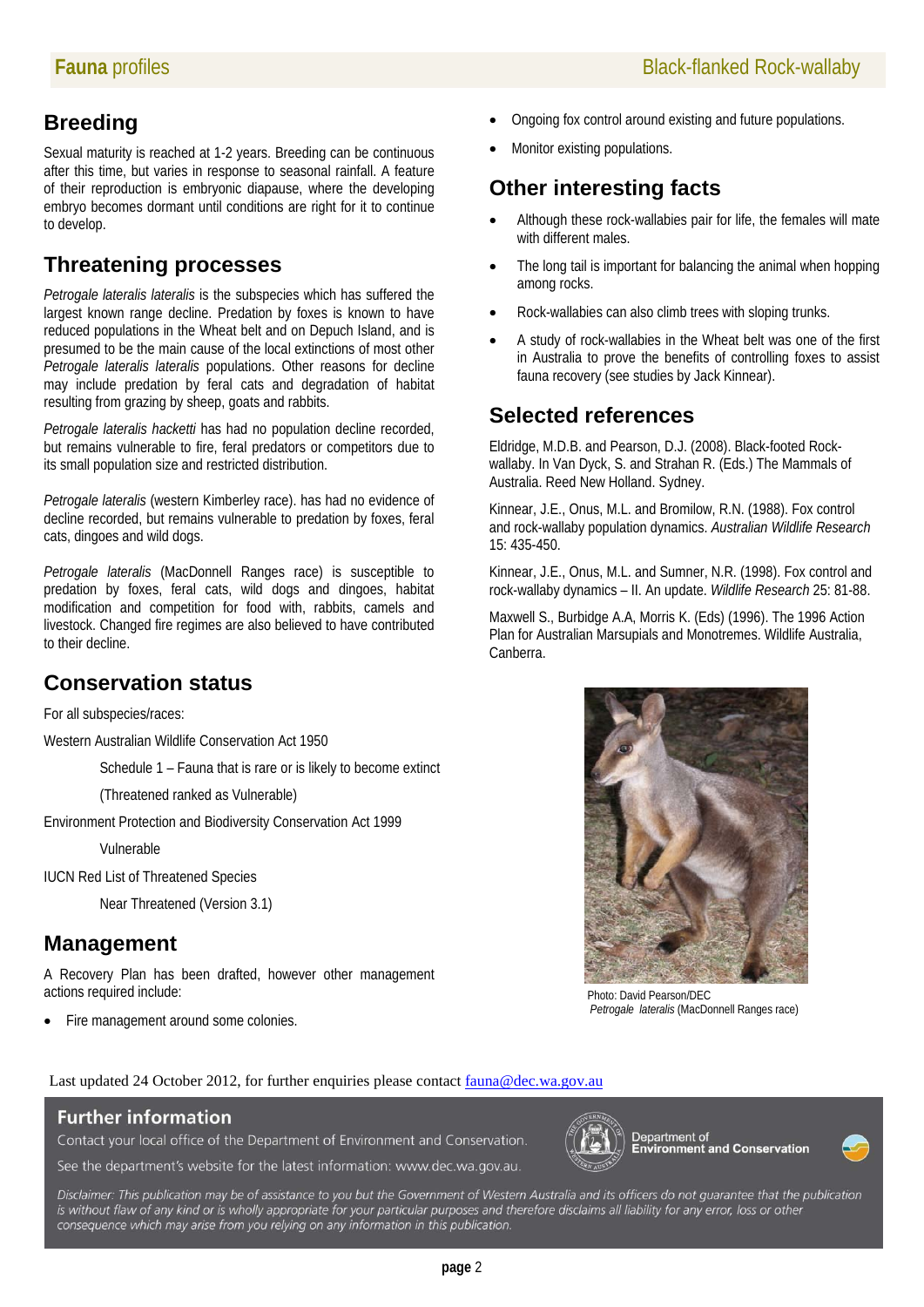## Breeding

Sexual maturity is reached at 1-2 years. Breeding can be continuous after this time, but varies in response to seasonal rainfall. A feature of their reproduction is embryonic diapause, where the developing embryo becomes dormant until conditions are right for it to continue to develop.

## Threatening processes

*Petrogale lateralis lateralis* is the subspecies which has suffered the largest known range decline. Predation by foxes is known to have reduced populations in the Wheat belt and on Depuch Island, and is presumed to be the main cause of the local extinctions of most other *Petrogale lateralis lateralis* populations. Other reasons for decline may include predation by feral cats and degradation of habitat resulting from grazing by sheep, goats and rabbits.

*Petrogale lateralis hacketti* has had no population decline recorded, but remains vulnerable to fire, feral predators or competitors due to its small population size and restricted distribution.

*Petrogale lateralis* (western Kimberley race). has had no evidence of decline recorded, but remains vulnerable to predation by foxes, feral cats, dingoes and wild dogs.

*Petrogale lateralis* (MacDonnell Ranges race) is susceptible to predation by foxes, feral cats, wild dogs and dingoes, habitat modification and competition for food with, rabbits, camels and livestock. Changed fire regimes are also believed to have contributed to their decline.

## Conservation status

For all subspecies/races:

Western Australian Wildlife Conservation Act 1950

Schedule 1 – Fauna that is rare or is likely to become extinct

(Threatened ranked as Vulnerable)

Environment Protection and Biodiversity Conservation Act 1999

Vulnerable

IUCN Red List of Threatened Species

Near Threatened (Version 3.1)

## Management

A Recovery Plan has been drafted, however other management actions required include:

- Fire management around some colonies.
- Ongoing fox control around existing and future populations.
- Monitor existing populations.

## Other interesting facts

- Although these rock-wallabies pair for life, the females will mate with different males.
- The long tail is important for balancing the animal when hopping among rocks.
- Rock-wallabies can also climb trees with sloping trunks.
- A study of rock-wallabies in the Wheat belt was one of the first in Australia to prove the benefits of controlling foxes to assist fauna recovery (see studies by Jack Kinnear).

## Selected references

Eldridge, M.D.B. and Pearson, D.J. (2008). Black-footed Rock-wallaby. In Van Dyck, S. and Strahan R. (Eds.) The Mammals of Australia. Reed New Holland. Sydney.

Kinnear, J.E., Onus, M.L. and Bromilow, R.N. (1988). Fox control and rock-wallaby population dynamics. *Australian Wildlife Research* 15: 435-450.

Kinnear, J.E., Onus, M.L. and Sumner, N.R. (1998). Fox control and rock-wallaby dynamics – II. An update. *Wildlife Research* 25: 81-88.

Maxwell S., Burbidge A.A, Morris K. (Eds) (1996). The 1996 Action Plan for Australian Marsupials and Monotremes. Wildlife Australia, Canberra.

Photo: David Pearson/DEC
*Petrogale lateralis* (MacDonnell Ranges race)

Last updated 24 October 2012, for further enquiries please contact fauna@dec.wa.gov.au

## Further information

Contact your local office of the Department of Environment and Conservation.

See the department's website for the latest information: www.dec.wa.gov.au.

Department of Environment and Conservation

*Disclaimer: This publication may be of assistance to you but the Government of Western Australia and its officers do not guarantee that the publication is without flaw of any kind or is wholly appropriate for your particular purposes and therefore disclaims all liability for any error, loss or other consequence which may arise from you relying on any information in this publication.*